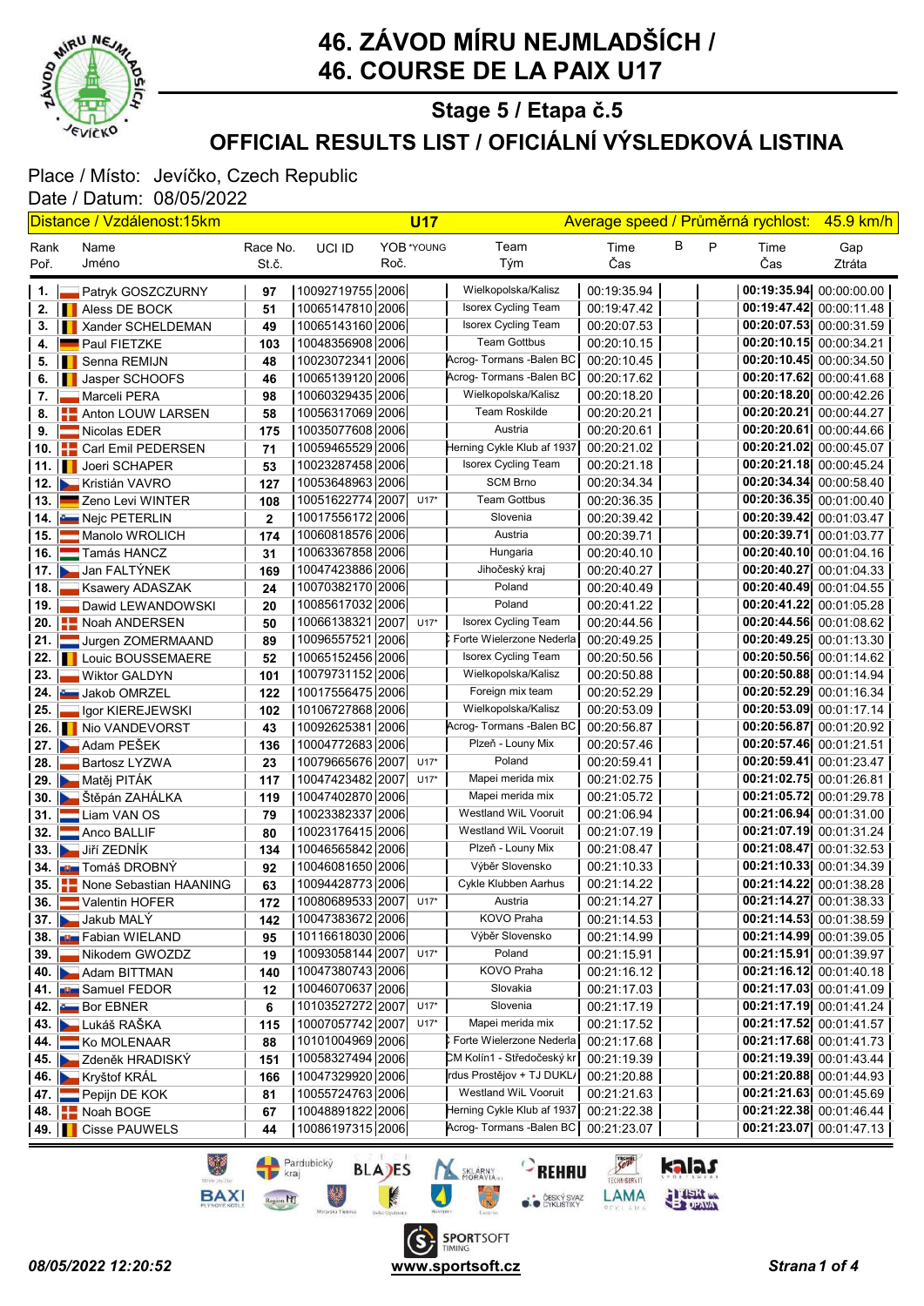# 46. ZÁVOD MÍRU NEJMLADŠÍCH / 46. COURSE DE LA PAIX U17

## Stage 5 / Etapa č.5

## OFFICIAL RESULTS LIST / OFICIÁLNÍ VÝSLEDKOVÁ LISTINA

Place / Místo: Jevíčko, Czech Republic
Date / Datum: 08/05/2022

Distance / Vzdálenost:15km | U17 | Average speed / Průměrná rychlost: 45.9 km/h

| Rank Poř. | Name Jméno | Race No. St.č. | UCI ID | YOB Roč. | *YOUNG | Team Tým | Time Čas | B | P | Time Čas | Gap Ztráta |
|---|---|---|---|---|---|---|---|---|---|---|---|
| 1. | Patryk GOSZCZURNY | 97 | 10092719755 | 2006 | | Wielkopolska/Kalisz | 00:19:35.94 | | | **00:19:35.94** | 00:00:00.00 |
| 2. | Aless DE BOCK | 51 | 10065147810 | 2006 | | Isorex Cycling Team | 00:19:47.42 | | | **00:19:47.42** | 00:00:11.48 |
| 3. | Xander SCHELDEMAN | 49 | 10065143160 | 2006 | | Isorex Cycling Team | 00:20:07.53 | | | **00:20:07.53** | 00:00:31.59 |
| 4. | Paul FIETZKE | 103 | 10048356908 | 2006 | | Team Gottbus | 00:20:10.15 | | | **00:20:10.15** | 00:00:34.21 |
| 5. | Senna REMIJN | 48 | 10023072341 | 2006 | | Acrog- Tormans -Balen BC | 00:20:10.45 | | | **00:20:10.45** | 00:00:34.50 |
| 6. | Jasper SCHOOFS | 46 | 10065139120 | 2006 | | Acrog- Tormans -Balen BC | 00:20:17.62 | | | **00:20:17.62** | 00:00:41.68 |
| 7. | Marceli PERA | 98 | 10060329435 | 2006 | | Wielkopolska/Kalisz | 00:20:18.20 | | | **00:20:18.20** | 00:00:42.26 |
| 8. | Anton LOUW LARSEN | 58 | 10056317069 | 2006 | | Team Roskilde | 00:20:20.21 | | | **00:20:20.21** | 00:00:44.27 |
| 9. | Nicolas EDER | 175 | 10035077608 | 2006 | | Austria | 00:20:20.61 | | | **00:20:20.61** | 00:00:44.66 |
| 10. | Carl Emil PEDERSEN | 71 | 10059465529 | 2006 | | Herning Cykle Klub af 1937 | 00:20:21.02 | | | **00:20:21.02** | 00:00:45.07 |
| 11. | Joeri SCHAPER | 53 | 10023287458 | 2006 | | Isorex Cycling Team | 00:20:21.18 | | | **00:20:21.18** | 00:00:45.24 |
| 12. | Kristián VAVRO | 127 | 10053648963 | 2006 | | SCM Brno | 00:20:34.34 | | | **00:20:34.34** | 00:00:58.40 |
| 13. | Zeno Levi WINTER | 108 | 10051622774 | 2007 | U17* | Team Gottbus | 00:20:36.35 | | | **00:20:36.35** | 00:01:00.40 |
| 14. | Nejc PETERLIN | 2 | 10017556172 | 2006 | | Slovenia | 00:20:39.42 | | | **00:20:39.42** | 00:01:03.47 |
| 15. | Manolo WROLICH | 174 | 10060818576 | 2006 | | Austria | 00:20:39.71 | | | **00:20:39.71** | 00:01:03.77 |
| 16. | Tamás HANCZ | 31 | 10063367858 | 2006 | | Hungaria | 00:20:40.10 | | | **00:20:40.10** | 00:01:04.16 |
| 17. | Jan FALTÝNEK | 169 | 10047423886 | 2006 | | Jihočeský kraj | 00:20:40.27 | | | **00:20:40.27** | 00:01:04.33 |
| 18. | Ksawery ADASZAK | 24 | 10070382170 | 2006 | | Poland | 00:20:40.49 | | | **00:20:40.49** | 00:01:04.55 |
| 19. | Dawid LEWANDOWSKI | 20 | 10085617032 | 2006 | | Poland | 00:20:41.22 | | | **00:20:41.22** | 00:01:05.28 |
| 20. | Noah ANDERSEN | 50 | 10066138321 | 2007 | U17* | Isorex Cycling Team | 00:20:44.56 | | | **00:20:44.56** | 00:01:08.62 |
| 21. | Jurgen ZOMERMAAND | 89 | 10096557521 | 2006 | | Forte Wielerzone Nederla | 00:20:49.25 | | | **00:20:49.25** | 00:01:13.30 |
| 22. | Louic BOUSSEMAERE | 52 | 10065152456 | 2006 | | Isorex Cycling Team | 00:20:50.56 | | | **00:20:50.56** | 00:01:14.62 |
| 23. | Wiktor GALDYN | 101 | 10079731152 | 2006 | | Wielkopolska/Kalisz | 00:20:50.88 | | | **00:20:50.88** | 00:01:14.94 |
| 24. | Jakob OMRZEL | 122 | 10017556475 | 2006 | | Foreign mix team | 00:20:52.29 | | | **00:20:52.29** | 00:01:16.34 |
| 25. | Igor KIEREJEWSKI | 102 | 10106727868 | 2006 | | Wielkopolska/Kalisz | 00:20:53.09 | | | **00:20:53.09** | 00:01:17.14 |
| 26. | Nio VANDEVORST | 43 | 10092625381 | 2006 | | Acrog- Tormans -Balen BC | 00:20:56.87 | | | **00:20:56.87** | 00:01:20.92 |
| 27. | Adam PEŠEK | 136 | 10004772683 | 2006 | | Plzeň - Louny Mix | 00:20:57.46 | | | **00:20:57.46** | 00:01:21.51 |
| 28. | Bartosz LYZWA | 23 | 10079665676 | 2007 | U17* | Poland | 00:20:59.41 | | | **00:20:59.41** | 00:01:23.47 |
| 29. | Matěj PITÁK | 117 | 10047423482 | 2007 | U17* | Mapei merida mix | 00:21:02.75 | | | **00:21:02.75** | 00:01:26.81 |
| 30. | Štěpán ZAHÁLKA | 119 | 10047402870 | 2006 | | Mapei merida mix | 00:21:05.72 | | | **00:21:05.72** | 00:01:29.78 |
| 31. | Liam VAN OS | 79 | 10023382337 | 2006 | | Westland WiL Vooruit | 00:21:06.94 | | | **00:21:06.94** | 00:01:31.00 |
| 32. | Anco BALLIF | 80 | 10023176415 | 2006 | | Westland WiL Vooruit | 00:21:07.19 | | | **00:21:07.19** | 00:01:31.24 |
| 33. | Jiří ZEDNÍK | 134 | 10046565842 | 2006 | | Plzeň - Louny Mix | 00:21:08.47 | | | **00:21:08.47** | 00:01:32.53 |
| 34. | Tomáš DROBNÝ | 92 | 10046081650 | 2006 | | Výběr Slovensko | 00:21:10.33 | | | **00:21:10.33** | 00:01:34.39 |
| 35. | None Sebastian HAANING | 63 | 10094428773 | 2006 | | Cykle Klubben Aarhus | 00:21:14.22 | | | **00:21:14.22** | 00:01:38.28 |
| 36. | Valentin HOFER | 172 | 10080689533 | 2007 | U17* | Austria | 00:21:14.27 | | | **00:21:14.27** | 00:01:38.33 |
| 37. | Jakub MALÝ | 142 | 10047383672 | 2006 | | KOVO Praha | 00:21:14.53 | | | **00:21:14.53** | 00:01:38.59 |
| 38. | Fabian WIELAND | 95 | 10116618030 | 2006 | | Výběr Slovensko | 00:21:14.99 | | | **00:21:14.99** | 00:01:39.05 |
| 39. | Nikodem GWOZDZ | 19 | 10093058144 | 2007 | U17* | Poland | 00:21:15.91 | | | **00:21:15.91** | 00:01:39.97 |
| 40. | Adam BITTMAN | 140 | 10047380743 | 2006 | | KOVO Praha | 00:21:16.12 | | | **00:21:16.12** | 00:01:40.18 |
| 41. | Samuel FEDOR | 12 | 10046070637 | 2006 | | Slovakia | 00:21:17.03 | | | **00:21:17.03** | 00:01:41.09 |
| 42. | Bor EBNER | 6 | 10103527272 | 2007 | U17* | Slovenia | 00:21:17.19 | | | **00:21:17.19** | 00:01:41.24 |
| 43. | Lukáš RAŠKA | 115 | 10007057742 | 2007 | U17* | Mapei merida mix | 00:21:17.52 | | | **00:21:17.52** | 00:01:41.57 |
| 44. | Ko MOLENAAR | 88 | 10101004969 | 2006 | | Forte Wielerzone Nederla | 00:21:17.68 | | | **00:21:17.68** | 00:01:41.73 |
| 45. | Zdeněk HRADISKÝ | 151 | 10058327494 | 2006 | | CM Kolín1 - Středočeský kr | 00:21:19.39 | | | **00:21:19.39** | 00:01:43.44 |
| 46. | Kryštof KRÁL | 166 | 10047329920 | 2006 | | rdus Prostějov + TJ DUKL/ | 00:21:20.88 | | | **00:21:20.88** | 00:01:44.93 |
| 47. | Pepijn DE KOK | 81 | 10055724763 | 2006 | | Westland WiL Vooruit | 00:21:21.63 | | | **00:21:21.63** | 00:01:45.69 |
| 48. | Noah BOGE | 67 | 10048891822 | 2006 | | Herning Cykle Klub af 1937 | 00:21:22.38 | | | **00:21:22.38** | 00:01:46.44 |
| 49. | Cisse PAUWELS | 44 | 10086197315 | 2006 | | Acrog- Tormans -Balen BC | 00:21:23.07 | | | **00:21:23.07** | 00:01:47.13 |

*08/05/2022 12:20:52* — **www.sportsoft.cz**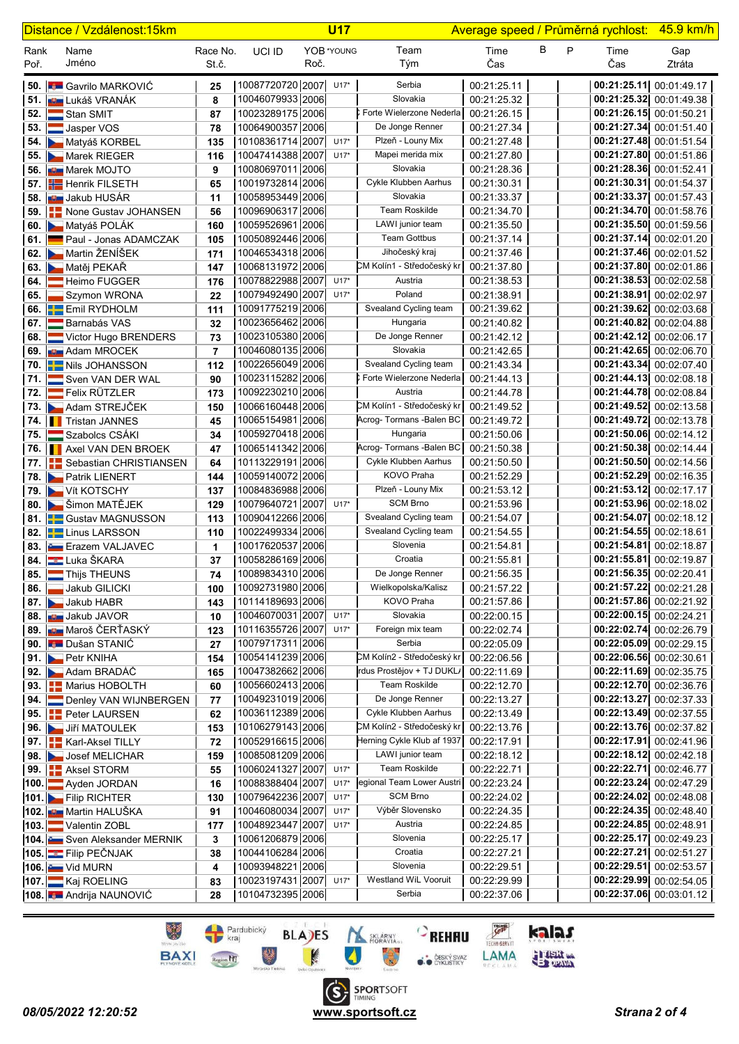Distance / Vzdálenost:15km | U17 | Average speed / Průměrná rychlost: 45.9 km/h

| Rank Poř. | Name Jméno | Race No. St.č. | UCI ID | YOB Roč. | *YOUNG | Team Tým | Time Čas | B | P | Time Čas | Gap Ztráta |
|---|---|---|---|---|---|---|---|---|---|---|---|
| 50. | Gavrilo MARKOVIĆ | 25 | 10087720720 | 2007 | U17* | Serbia | 00:21:25.11 | | | 00:21:25.11 | 00:01:49.17 |
| 51. | Lukáš VRANÁK | 8 | 10046079933 | 2006 | | Slovakia | 00:21:25.32 | | | 00:21:25.32 | 00:01:49.38 |
| 52. | Stan SMIT | 87 | 10023289175 | 2006 | | Forte Wielerzone Nederla | 00:21:26.15 | | | 00:21:26.15 | 00:01:50.21 |
| 53. | Jasper VOS | 78 | 10064900357 | 2006 | | De Jonge Renner | 00:21:27.34 | | | 00:21:27.34 | 00:01:51.40 |
| 54. | Matyáš KORBEL | 135 | 10108361714 | 2007 | U17* | Plzeň - Louny Mix | 00:21:27.48 | | | 00:21:27.48 | 00:01:51.54 |
| 55. | Marek RIEGER | 116 | 10047414388 | 2007 | U17* | Mapei merida mix | 00:21:27.80 | | | 00:21:27.80 | 00:01:51.86 |
| 56. | Marek MOJTO | 9 | 10080697011 | 2006 | | Slovakia | 00:21:28.36 | | | 00:21:28.36 | 00:01:52.41 |
| 57. | Henrik FILSETH | 65 | 10019732814 | 2006 | | Cykle Klubben Aarhus | 00:21:30.31 | | | 00:21:30.31 | 00:01:54.37 |
| 58. | Jakub HUSÁR | 11 | 10058953449 | 2006 | | Slovakia | 00:21:33.37 | | | 00:21:33.37 | 00:01:57.43 |
| 59. | None Gustav JOHANSEN | 56 | 10096906317 | 2006 | | Team Roskilde | 00:21:34.70 | | | 00:21:34.70 | 00:01:58.76 |
| 60. | Matyáš POLÁK | 160 | 10059526961 | 2006 | | LAWI junior team | 00:21:35.50 | | | 00:21:35.50 | 00:01:59.56 |
| 61. | Paul - Jonas ADAMCZAK | 105 | 10050892446 | 2006 | | Team Gottbus | 00:21:37.14 | | | 00:21:37.14 | 00:02:01.20 |
| 62. | Martin ŽENÍŠEK | 171 | 10046534318 | 2006 | | Jihočeský kraj | 00:21:37.46 | | | 00:21:37.46 | 00:02:01.52 |
| 63. | Matěj PEKAŘ | 147 | 10068131972 | 2006 | | CM Kolín1 - Středočeský kr | 00:21:37.80 | | | 00:21:37.80 | 00:02:01.86 |
| 64. | Heimo FUGGER | 176 | 10078822988 | 2007 | U17* | Austria | 00:21:38.53 | | | 00:21:38.53 | 00:02:02.58 |
| 65. | Szymon WRONA | 22 | 10079492490 | 2007 | U17* | Poland | 00:21:38.91 | | | 00:21:38.91 | 00:02:02.97 |
| 66. | Emil RYDHOLM | 111 | 10091775219 | 2006 | | Svealand Cycling team | 00:21:39.62 | | | 00:21:39.62 | 00:02:03.68 |
| 67. | Barnabás VAS | 32 | 10023656462 | 2006 | | Hungaria | 00:21:40.82 | | | 00:21:40.82 | 00:02:04.88 |
| 68. | Victor Hugo BRENDERS | 73 | 10023105380 | 2006 | | De Jonge Renner | 00:21:42.12 | | | 00:21:42.12 | 00:02:06.17 |
| 69. | Adam MROCEK | 7 | 10046080135 | 2006 | | Slovakia | 00:21:42.65 | | | 00:21:42.65 | 00:02:06.70 |
| 70. | Nils JOHANSSON | 112 | 10022656049 | 2006 | | Svealand Cycling team | 00:21:43.34 | | | 00:21:43.34 | 00:02:07.40 |
| 71. | Sven VAN DER WAL | 90 | 10023115282 | 2006 | | Forte Wielerzone Nederla | 00:21:44.13 | | | 00:21:44.13 | 00:02:08.18 |
| 72. | Felix RÜTZLER | 173 | 10092230210 | 2006 | | Austria | 00:21:44.78 | | | 00:21:44.78 | 00:02:08.84 |
| 73. | Adam STREJČEK | 150 | 10066160448 | 2006 | | CM Kolín1 - Středočeský kr | 00:21:49.52 | | | 00:21:49.52 | 00:02:13.58 |
| 74. | Tristan JANNES | 45 | 10065154981 | 2006 | | Acrog- Tormans -Balen BC | 00:21:49.72 | | | 00:21:49.72 | 00:02:13.78 |
| 75. | Szabolcs CSÁKI | 34 | 10059270418 | 2006 | | Hungaria | 00:21:50.06 | | | 00:21:50.06 | 00:02:14.12 |
| 76. | Axel VAN DEN BROEK | 47 | 10065141342 | 2006 | | Acrog- Tormans -Balen BC | 00:21:50.38 | | | 00:21:50.38 | 00:02:14.44 |
| 77. | Sebastian CHRISTIANSEN | 64 | 10113229191 | 2006 | | Cykle Klubben Aarhus | 00:21:50.50 | | | 00:21:50.50 | 00:02:14.56 |
| 78. | Patrik LIENERT | 144 | 10059140072 | 2006 | | KOVO Praha | 00:21:52.29 | | | 00:21:52.29 | 00:02:16.35 |
| 79. | Vít KOTSCHY | 137 | 10084836988 | 2006 | | Plzeň - Louny Mix | 00:21:53.12 | | | 00:21:53.12 | 00:02:17.17 |
| 80. | Šimon MATĚJEK | 129 | 10079640721 | 2007 | U17* | SCM Brno | 00:21:53.96 | | | 00:21:53.96 | 00:02:18.02 |
| 81. | Gustav MAGNUSSON | 113 | 10090412266 | 2006 | | Svealand Cycling team | 00:21:54.07 | | | 00:21:54.07 | 00:02:18.12 |
| 82. | Linus LARSSON | 110 | 10022499334 | 2006 | | Svealand Cycling team | 00:21:54.55 | | | 00:21:54.55 | 00:02:18.61 |
| 83. | Erazem VALJAVEC | 1 | 10017620537 | 2006 | | Slovenia | 00:21:54.81 | | | 00:21:54.81 | 00:02:18.87 |
| 84. | Luka ŠKARA | 37 | 10058286169 | 2006 | | Croatia | 00:21:55.81 | | | 00:21:55.81 | 00:02:19.87 |
| 85. | Thijs THEUNS | 74 | 10089834310 | 2006 | | De Jonge Renner | 00:21:56.35 | | | 00:21:56.35 | 00:02:20.41 |
| 86. | Jakub GILICKI | 100 | 10092731980 | 2006 | | Wielkopolska/Kalisz | 00:21:57.22 | | | 00:21:57.22 | 00:02:21.28 |
| 87. | Jakub HABR | 143 | 10114189693 | 2006 | | KOVO Praha | 00:21:57.86 | | | 00:21:57.86 | 00:02:21.92 |
| 88. | Jakub JAVOR | 10 | 10046070031 | 2007 | U17* | Slovakia | 00:22:00.15 | | | 00:22:00.15 | 00:02:24.21 |
| 89. | Maroš ČERŤASKÝ | 123 | 10116355726 | 2007 | U17* | Foreign mix team | 00:22:02.74 | | | 00:22:02.74 | 00:02:26.79 |
| 90. | Dušan STANIĆ | 27 | 10079717311 | 2006 | | Serbia | 00:22:05.09 | | | 00:22:05.09 | 00:02:29.15 |
| 91. | Petr KNIHA | 154 | 10054141239 | 2006 | | CM Kolín2 - Středočeský kr | 00:22:06.56 | | | 00:22:06.56 | 00:02:30.61 |
| 92. | Adam BRADÁČ | 165 | 10047382662 | 2006 | | rdus Prostějov + TJ DUKL/ | 00:22:11.69 | | | 00:22:11.69 | 00:02:35.75 |
| 93. | Marius HOBOLTH | 60 | 10056602413 | 2006 | | Team Roskilde | 00:22:12.70 | | | 00:22:12.70 | 00:02:36.76 |
| 94. | Denley VAN WIJNBERGEN | 77 | 10049231019 | 2006 | | De Jonge Renner | 00:22:13.27 | | | 00:22:13.27 | 00:02:37.33 |
| 95. | Peter LAURSEN | 62 | 10036112389 | 2006 | | Cykle Klubben Aarhus | 00:22:13.49 | | | 00:22:13.49 | 00:02:37.55 |
| 96. | Jiří MATOULEK | 153 | 10106279143 | 2006 | | CM Kolín2 - Středočeský kr | 00:22:13.76 | | | 00:22:13.76 | 00:02:37.82 |
| 97. | Karl-Aksel TILLY | 72 | 10052916615 | 2006 | | Herning Cykle Klub af 1937 | 00:22:17.91 | | | 00:22:17.91 | 00:02:41.96 |
| 98. | Josef MELICHAR | 159 | 10085081209 | 2006 | | LAWI junior team | 00:22:18.12 | | | 00:22:18.12 | 00:02:42.18 |
| 99. | Aksel STORM | 55 | 10060241327 | 2007 | U17* | Team Roskilde | 00:22:22.71 | | | 00:22:22.71 | 00:02:46.77 |
| 100. | Ayden JORDAN | 16 | 10088388404 | 2007 | U17* | egional Team Lower Austri | 00:22:23.24 | | | 00:22:23.24 | 00:02:47.29 |
| 101. | Filip RICHTER | 130 | 10079642236 | 2007 | U17* | SCM Brno | 00:22:24.02 | | | 00:22:24.02 | 00:02:48.08 |
| 102. | Martin HALUŠKA | 91 | 10046080034 | 2007 | U17* | Výběr Slovensko | 00:22:24.35 | | | 00:22:24.35 | 00:02:48.40 |
| 103. | Valentin ZOBL | 177 | 10048923447 | 2007 | U17* | Austria | 00:22:24.85 | | | 00:22:24.85 | 00:02:48.91 |
| 104. | Sven Aleksander MERNIK | 3 | 10061206879 | 2006 | | Slovenia | 00:22:25.17 | | | 00:22:25.17 | 00:02:49.23 |
| 105. | Filip PEČNJAK | 38 | 10044106284 | 2006 | | Croatia | 00:22:27.21 | | | 00:22:27.21 | 00:02:51.27 |
| 106. | Vid MURN | 4 | 10093948221 | 2006 | | Slovenia | 00:22:29.51 | | | 00:22:29.51 | 00:02:53.57 |
| 107. | Kaj ROELING | 83 | 10023197431 | 2007 | U17* | Westland WiL Vooruit | 00:22:29.99 | | | 00:22:29.99 | 00:02:54.05 |
| 108. | Andrija NAUNOVIĆ | 28 | 10104732395 | 2006 | | Serbia | 00:22:37.06 | | | 00:22:37.06 | 00:03:01.12 |

*08/05/2022 12:20:52* www.sportsoft.cz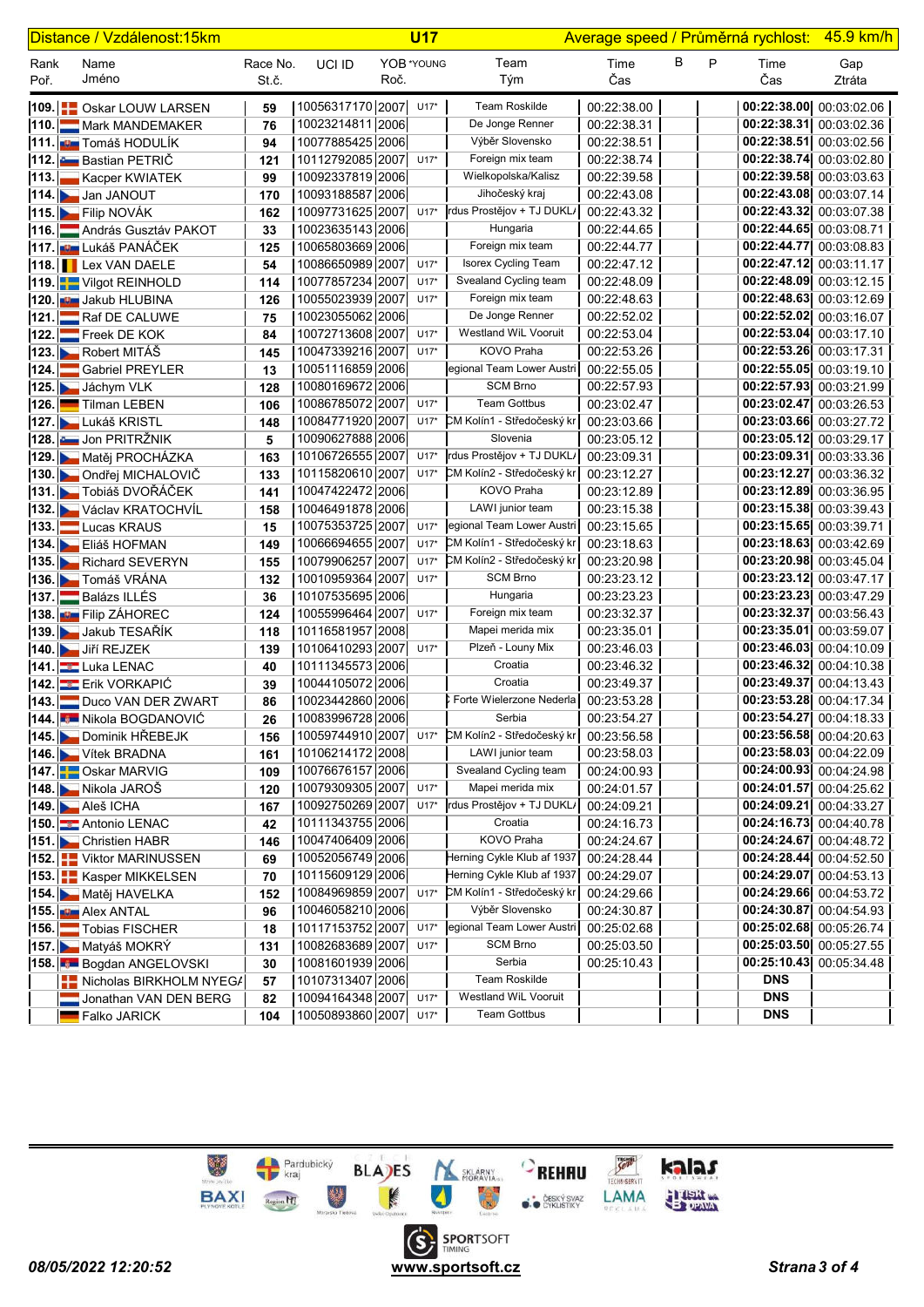Distance / Vzdálenost:15km **U17** Average speed / Průměrná rychlost: 45.9 km/h

| Rank Poř. | Name Jméno | Race No. St.č. | UCI ID | YOB Roč. | *YOUNG | Team Tým | Time Čas | B | P | Time Čas | Gap Ztráta |
|---|---|---|---|---|---|---|---|---|---|---|---|
| 109. | Oskar LOUW LARSEN | 59 | 10056317170 | 2007 | U17* | Team Roskilde | 00:22:38.00 | | | 00:22:38.00 | 00:03:02.06 |
| 110. | Mark MANDEMAKER | 76 | 10023214811 | 2006 | | De Jonge Renner | 00:22:38.31 | | | 00:22:38.31 | 00:03:02.36 |
| 111. | Tomáš HODULÍK | 94 | 10077885425 | 2006 | | Výběr Slovensko | 00:22:38.51 | | | 00:22:38.51 | 00:03:02.56 |
| 112. | Bastian PETRIČ | 121 | 10112792085 | 2007 | U17* | Foreign mix team | 00:22:38.74 | | | 00:22:38.74 | 00:03:02.80 |
| 113. | Kacper KWIATEK | 99 | 10092337819 | 2006 | | Wielkopolska/Kalisz | 00:22:39.58 | | | 00:22:39.58 | 00:03:03.63 |
| 114. | Jan JANOUT | 170 | 10093188587 | 2006 | | Jihočeský kraj | 00:22:43.08 | | | 00:22:43.08 | 00:03:07.14 |
| 115. | Filip NOVÁK | 162 | 10097731625 | 2007 | U17* | rdus Prostějov + TJ DUKL/ | 00:22:43.32 | | | 00:22:43.32 | 00:03:07.38 |
| 116. | András Gusztáv PAKOT | 33 | 10023635143 | 2006 | | Hungaria | 00:22:44.65 | | | 00:22:44.65 | 00:03:08.71 |
| 117. | Lukáš PANÁČEK | 125 | 10065803669 | 2006 | | Foreign mix team | 00:22:44.77 | | | 00:22:44.77 | 00:03:08.83 |
| 118. | Lex VAN DAELE | 54 | 10086650989 | 2007 | U17* | Isorex Cycling Team | 00:22:47.12 | | | 00:22:47.12 | 00:03:11.17 |
| 119. | Vilgot REINHOLD | 114 | 10077857234 | 2007 | U17* | Svealand Cycling team | 00:22:48.09 | | | 00:22:48.09 | 00:03:12.15 |
| 120. | Jakub HLUBINA | 126 | 10055023939 | 2007 | U17* | Foreign mix team | 00:22:48.63 | | | 00:22:48.63 | 00:03:12.69 |
| 121. | Raf DE CALUWE | 75 | 10023055062 | 2006 | | De Jonge Renner | 00:22:52.02 | | | 00:22:52.02 | 00:03:16.07 |
| 122. | Freek DE KOK | 84 | 10072713608 | 2007 | U17* | Westland WiL Vooruit | 00:22:53.04 | | | 00:22:53.04 | 00:03:17.10 |
| 123. | Robert MITÁŠ | 145 | 10047339216 | 2007 | U17* | KOVO Praha | 00:22:53.26 | | | 00:22:53.26 | 00:03:17.31 |
| 124. | Gabriel PREYLER | 13 | 10051116859 | 2006 | | egional Team Lower Austri | 00:22:55.05 | | | 00:22:55.05 | 00:03:19.10 |
| 125. | Jáchym VLK | 128 | 10080169672 | 2006 | | SCM Brno | 00:22:57.93 | | | 00:22:57.93 | 00:03:21.99 |
| 126. | Tilman LEBEN | 106 | 10086785072 | 2007 | U17* | Team Gottbus | 00:23:02.47 | | | 00:23:02.47 | 00:03:26.53 |
| 127. | Lukáš KRISTL | 148 | 10084771920 | 2007 | U17* | CM Kolín1 - Středočeský kr | 00:23:03.66 | | | 00:23:03.66 | 00:03:27.72 |
| 128. | Jon PRITRŽNIK | 5 | 10090627888 | 2006 | | Slovenia | 00:23:05.12 | | | 00:23:05.12 | 00:03:29.17 |
| 129. | Matěj PROCHÁZKA | 163 | 10106726555 | 2007 | U17* | rdus Prostějov + TJ DUKL/ | 00:23:09.31 | | | 00:23:09.31 | 00:03:33.36 |
| 130. | Ondřej MICHALOVIČ | 133 | 10115820610 | 2007 | U17* | CM Kolín2 - Středočeský kr | 00:23:12.27 | | | 00:23:12.27 | 00:03:36.32 |
| 131. | Tobiáš DVOŘÁČEK | 141 | 10047422472 | 2006 | | KOVO Praha | 00:23:12.89 | | | 00:23:12.89 | 00:03:36.95 |
| 132. | Václav KRATOCHVÍL | 158 | 10046491878 | 2006 | | LAWI junior team | 00:23:15.38 | | | 00:23:15.38 | 00:03:39.43 |
| 133. | Lucas KRAUS | 15 | 10075353725 | 2007 | U17* | egional Team Lower Austri | 00:23:15.65 | | | 00:23:15.65 | 00:03:39.71 |
| 134. | Eliáš HOFMAN | 149 | 10066694655 | 2007 | U17* | CM Kolín1 - Středočeský kr | 00:23:18.63 | | | 00:23:18.63 | 00:03:42.69 |
| 135. | Richard SEVERYN | 155 | 10079906257 | 2007 | U17* | CM Kolín2 - Středočeský kr | 00:23:20.98 | | | 00:23:20.98 | 00:03:45.04 |
| 136. | Tomáš VRÁNA | 132 | 10010959364 | 2007 | U17* | SCM Brno | 00:23:23.12 | | | 00:23:23.12 | 00:03:47.17 |
| 137. | Balázs ILLÉS | 36 | 10107535695 | 2006 | | Hungaria | 00:23:23.23 | | | 00:23:23.23 | 00:03:47.29 |
| 138. | Filip ZÁHOREC | 124 | 10055996464 | 2007 | U17* | Foreign mix team | 00:23:32.37 | | | 00:23:32.37 | 00:03:56.43 |
| 139. | Jakub TESAŘÍK | 118 | 10116581957 | 2008 | | Mapei merida mix | 00:23:35.01 | | | 00:23:35.01 | 00:03:59.07 |
| 140. | Jiří REJZEK | 139 | 10106410293 | 2007 | U17* | Plzeň - Louny Mix | 00:23:46.03 | | | 00:23:46.03 | 00:04:10.09 |
| 141. | Luka LENAC | 40 | 10111345573 | 2006 | | Croatia | 00:23:46.32 | | | 00:23:46.32 | 00:04:10.38 |
| 142. | Erik VORKAPIĆ | 39 | 10044105072 | 2006 | | Croatia | 00:23:49.37 | | | 00:23:49.37 | 00:04:13.43 |
| 143. | Duco VAN DER ZWART | 86 | 10023442860 | 2006 | | Forte Wielerzone Nederla | 00:23:53.28 | | | 00:23:53.28 | 00:04:17.34 |
| 144. | Nikola BOGDANOVIĆ | 26 | 10083996728 | 2006 | | Serbia | 00:23:54.27 | | | 00:23:54.27 | 00:04:18.33 |
| 145. | Dominik HŘEBEJK | 156 | 10059744910 | 2007 | U17* | CM Kolín2 - Středočeský kr | 00:23:56.58 | | | 00:23:56.58 | 00:04:20.63 |
| 146. | Vítek BRADNA | 161 | 10106214172 | 2008 | | LAWI junior team | 00:23:58.03 | | | 00:23:58.03 | 00:04:22.09 |
| 147. | Oskar MARVIG | 109 | 10076676157 | 2006 | | Svealand Cycling team | 00:24:00.93 | | | 00:24:00.93 | 00:04:24.98 |
| 148. | Nikola JAROŠ | 120 | 10079309305 | 2007 | U17* | Mapei merida mix | 00:24:01.57 | | | 00:24:01.57 | 00:04:25.62 |
| 149. | Aleš ICHA | 167 | 10092750269 | 2007 | U17* | rdus Prostějov + TJ DUKL/ | 00:24:09.21 | | | 00:24:09.21 | 00:04:33.27 |
| 150. | Antonio LENAC | 42 | 10111343755 | 2006 | | Croatia | 00:24:16.73 | | | 00:24:16.73 | 00:04:40.78 |
| 151. | Christien HABR | 146 | 10047406409 | 2006 | | KOVO Praha | 00:24:24.67 | | | 00:24:24.67 | 00:04:48.72 |
| 152. | Viktor MARINUSSEN | 69 | 10052056749 | 2006 | | Herning Cykle Klub af 1937 | 00:24:28.44 | | | 00:24:28.44 | 00:04:52.50 |
| 153. | Kasper MIKKELSEN | 70 | 10115609129 | 2006 | | Herning Cykle Klub af 1937 | 00:24:29.07 | | | 00:24:29.07 | 00:04:53.13 |
| 154. | Matěj HAVELKA | 152 | 10084969859 | 2007 | U17* | CM Kolín1 - Středočeský kr | 00:24:29.66 | | | 00:24:29.66 | 00:04:53.72 |
| 155. | Alex ANTAL | 96 | 10046058210 | 2006 | | Výběr Slovensko | 00:24:30.87 | | | 00:24:30.87 | 00:04:54.93 |
| 156. | Tobias FISCHER | 18 | 10117153752 | 2007 | U17* | egional Team Lower Austri | 00:25:02.68 | | | 00:25:02.68 | 00:05:26.74 |
| 157. | Matyáš MOKRÝ | 131 | 10082683689 | 2007 | U17* | SCM Brno | 00:25:03.50 | | | 00:25:03.50 | 00:05:27.55 |
| 158. | Bogdan ANGELOVSKI | 30 | 10081601939 | 2006 | | Serbia | 00:25:10.43 | | | 00:25:10.43 | 00:05:34.48 |
| | Nicholas BIRKHOLM NYEGA | 57 | 10107313407 | 2006 | | Team Roskilde | | | | DNS | |
| | Jonathan VAN DEN BERG | 82 | 10094164348 | 2007 | U17* | Westland WiL Vooruit | | | | DNS | |
| | Falko JARICK | 104 | 10050893860 | 2007 | U17* | Team Gottbus | | | | DNS | |

*08/05/2022 12:20:52* www.sportsoft.cz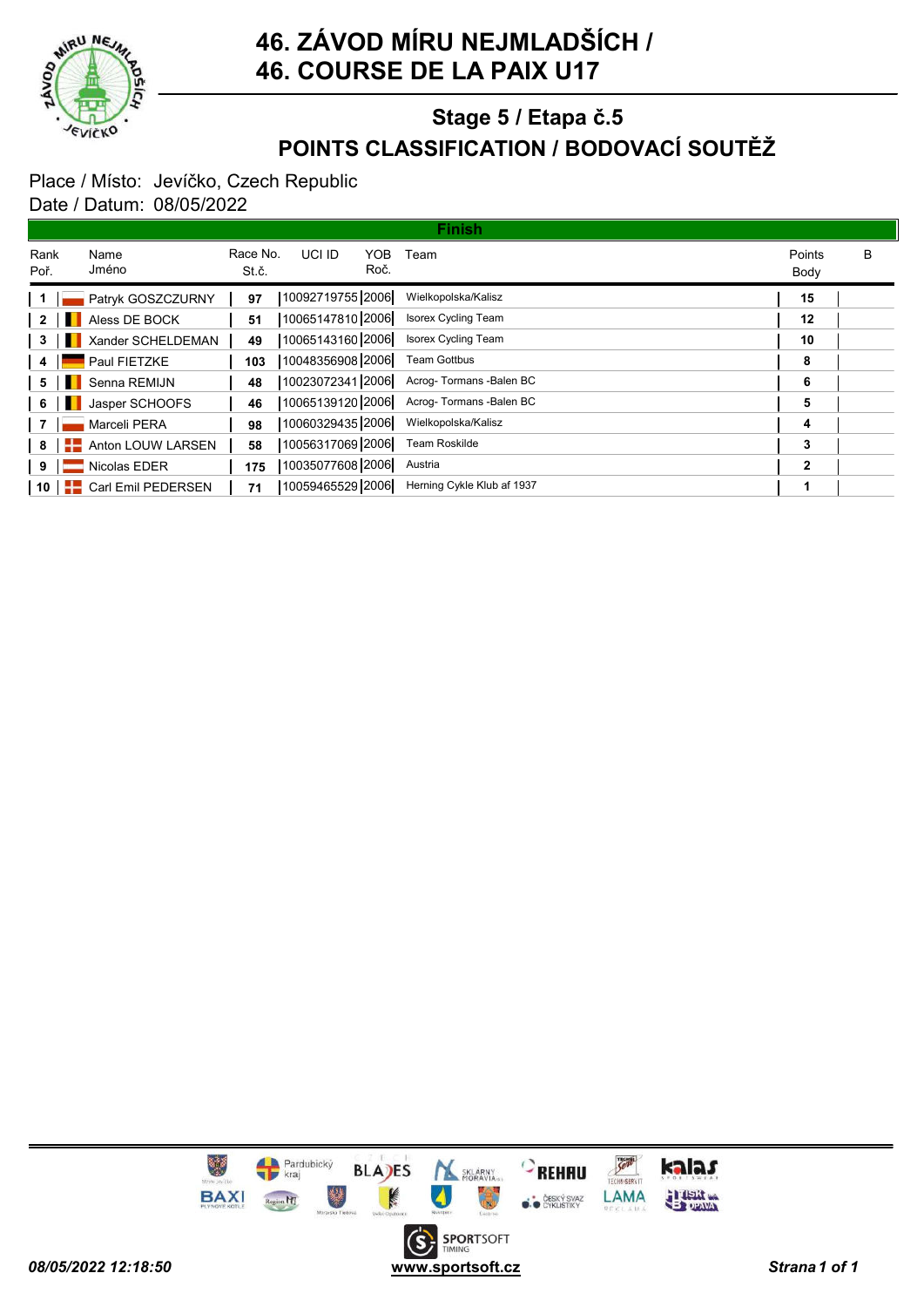# 46. ZÁVOD MÍRU NEJMLADŠÍCH / 46. COURSE DE LA PAIX U17

## Stage 5 / Etapa č.5

## POINTS CLASSIFICATION / BODOVACÍ SOUTĚŽ

Place / Místo: Jevíčko, Czech Republic
Date / Datum: 08/05/2022

**Finish**

| Rank Poř. | Name Jméno | Race No. St.č. | UCI ID | YOB Roč. | Team | Points Body | B |
|---|---|---|---|---|---|---|---|
| 1 | Patryk GOSZCZURNY | 97 | 10092719755 | 2006 | Wielkopolska/Kalisz | 15 | |
| 2 | Aless DE BOCK | 51 | 10065147810 | 2006 | Isorex Cycling Team | 12 | |
| 3 | Xander SCHELDEMAN | 49 | 10065143160 | 2006 | Isorex Cycling Team | 10 | |
| 4 | Paul FIETZKE | 103 | 10048356908 | 2006 | Team Gottbus | 8 | |
| 5 | Senna REMIJN | 48 | 10023072341 | 2006 | Acrog- Tormans -Balen BC | 6 | |
| 6 | Jasper SCHOOFS | 46 | 10065139120 | 2006 | Acrog- Tormans -Balen BC | 5 | |
| 7 | Marceli PERA | 98 | 10060329435 | 2006 | Wielkopolska/Kalisz | 4 | |
| 8 | Anton LOUW LARSEN | 58 | 10056317069 | 2006 | Team Roskilde | 3 | |
| 9 | Nicolas EDER | 175 | 10035077608 | 2006 | Austria | 2 | |
| 10 | Carl Emil PEDERSEN | 71 | 10059465529 | 2006 | Herning Cykle Klub af 1937 | 1 | |

*08/05/2022 12:18:50* www.sportsoft.cz